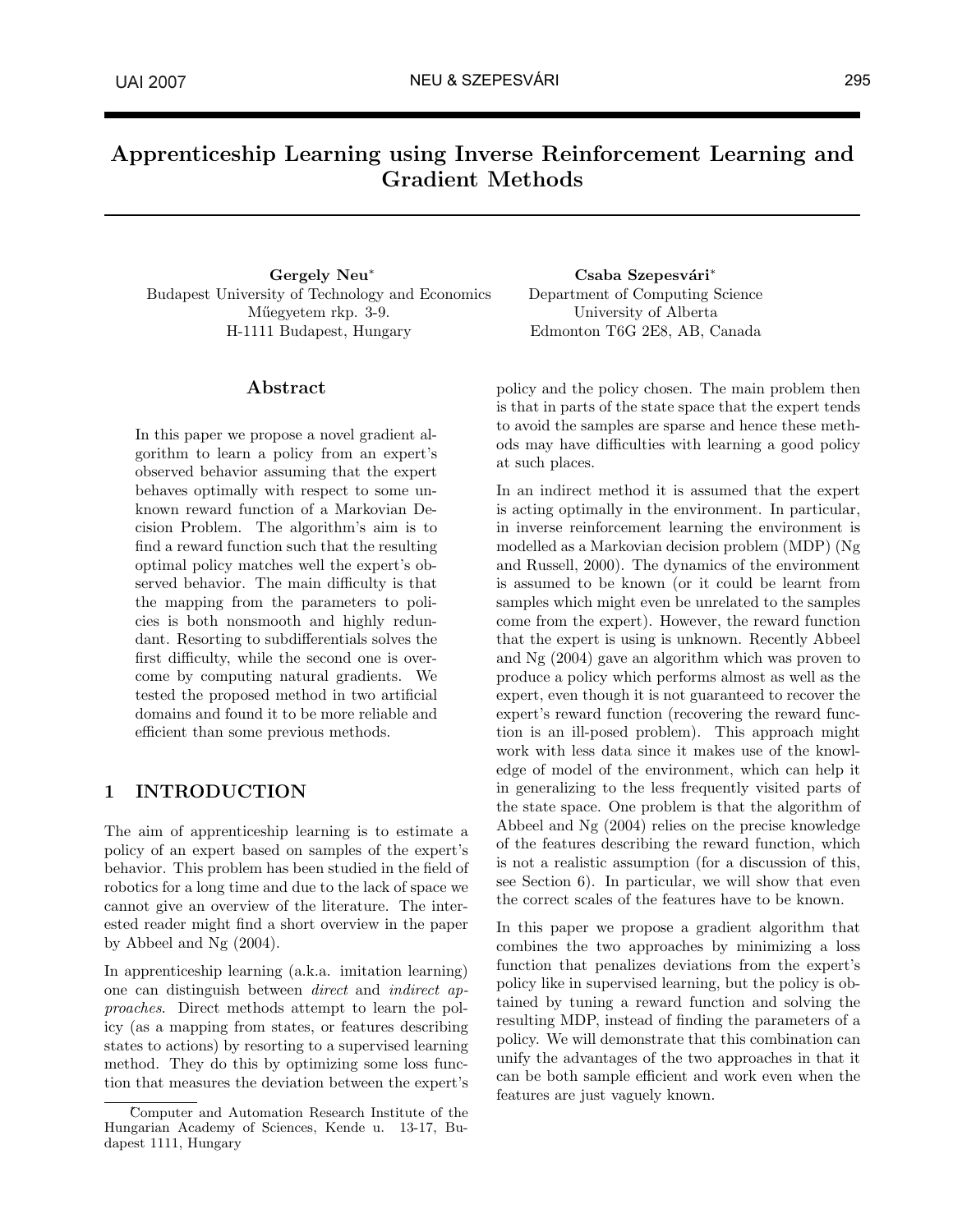# Apprenticeship Learning using Inverse Reinforcement Learning and Gradient Methods

**Gergely Neu***
Budapest University of Technology and Economics
Műegyetem rkp. 3-9.
H-1111 Budapest, Hungary

**Csaba Szepesvári***
Department of Computing Science
University of Alberta
Edmonton T6G 2E8, AB, Canada

## Abstract

In this paper we propose a novel gradient algorithm to learn a policy from an expert's observed behavior assuming that the expert behaves optimally with respect to some unknown reward function of a Markovian Decision Problem. The algorithm's aim is to find a reward function such that the resulting optimal policy matches well the expert's observed behavior. The main difficulty is that the mapping from the parameters to policies is both nonsmooth and highly redundant. Resorting to subdifferentials solves the first difficulty, while the second one is overcome by computing natural gradients. We tested the proposed method in two artificial domains and found it to be more reliable and efficient than some previous methods.

## 1 INTRODUCTION

The aim of apprenticeship learning is to estimate a policy of an expert based on samples of the expert's behavior. This problem has been studied in the field of robotics for a long time and due to the lack of space we cannot give an overview of the literature. The interested reader might find a short overview in the paper by Abbeel and Ng (2004).

In apprenticeship learning (a.k.a. imitation learning) one can distinguish between *direct* and *indirect approaches*. Direct methods attempt to learn the policy (as a mapping from states, or features describing states to actions) by resorting to a supervised learning method. They do this by optimizing some loss function that measures the deviation between the expert's policy and the policy chosen. The main problem then is that in parts of the state space that the expert tends to avoid the samples are sparse and hence these methods may have difficulties with learning a good policy at such places.

In an indirect method it is assumed that the expert is acting optimally in the environment. In particular, in inverse reinforcement learning the environment is modelled as a Markovian decision problem (MDP) (Ng and Russell, 2000). The dynamics of the environment is assumed to be known (or it could be learnt from samples which might even be unrelated to the samples come from the expert). However, the reward function that the expert is using is unknown. Recently Abbeel and Ng (2004) gave an algorithm which was proven to produce a policy which performs almost as well as the expert, even though it is not guaranteed to recover the expert's reward function (recovering the reward function is an ill-posed problem). This approach might work with less data since it makes use of the knowledge of model of the environment, which can help it in generalizing to the less frequently visited parts of the state space. One problem is that the algorithm of Abbeel and Ng (2004) relies on the precise knowledge of the features describing the reward function, which is not a realistic assumption (for a discussion of this, see Section 6). In particular, we will show that even the correct scales of the features have to be known.

In this paper we propose a gradient algorithm that combines the two approaches by minimizing a loss function that penalizes deviations from the expert's policy like in supervised learning, but the policy is obtained by tuning a reward function and solving the resulting MDP, instead of finding the parameters of a policy. We will demonstrate that this combination can unify the advantages of the two approaches in that it can be both sample efficient and work even when the features are just vaguely known.

---

*Computer and Automation Research Institute of the Hungarian Academy of Sciences, Kende u. 13-17, Budapest 1111, Hungary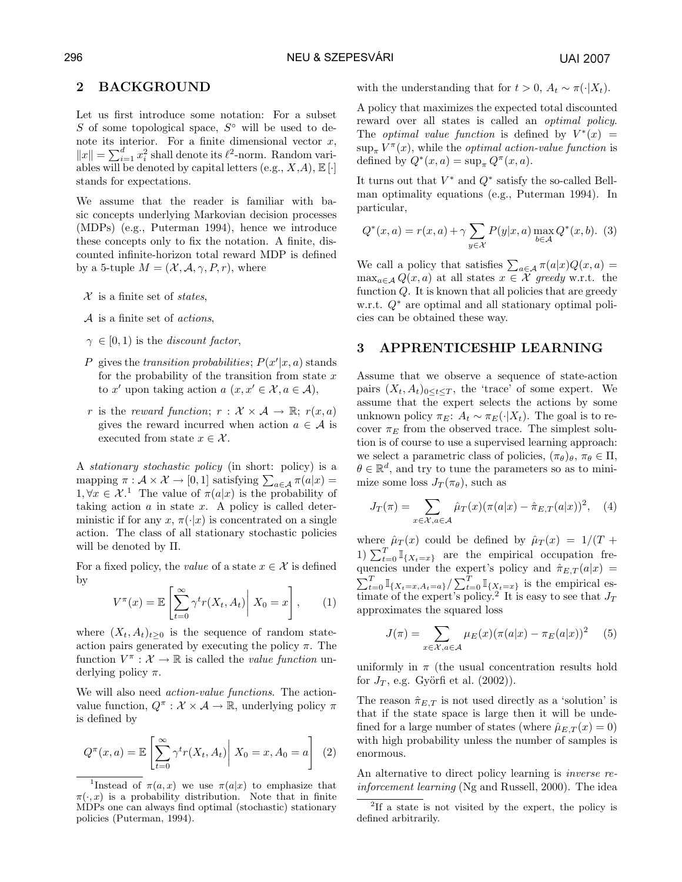## 2 BACKGROUND

Let us first introduce some notation: For a subset $S$ of some topological space, $S^\circ$ will be used to denote its interior. For a finite dimensional vector $x$, $\|x\| = \sum_{i=1}^d x_i^2$ shall denote its $\ell^2$-norm. Random variables will be denoted by capital letters (e.g., $X$,$A$), $\mathbb{E}[\cdot]$ stands for expectations.

We assume that the reader is familiar with basic concepts underlying Markovian decision processes (MDPs) (e.g., Puterman 1994), hence we introduce these concepts only to fix the notation. A finite, discounted infinite-horizon total reward MDP is defined by a 5-tuple $M = (\mathcal{X}, \mathcal{A}, \gamma, P, r)$, where

- $\mathcal{X}$ is a finite set of *states*,
- $\mathcal{A}$ is a finite set of *actions*,
- $\gamma \in [0, 1)$ is the *discount factor*,
- $P$ gives the *transition probabilities*; $P(x'|x, a)$ stands for the probability of the transition from state $x$ to $x'$ upon taking action $a$ ($x, x' \in \mathcal{X}, a \in \mathcal{A}$),
- $r$ is the *reward function*; $r : \mathcal{X} \times \mathcal{A} \to \mathbb{R}$; $r(x, a)$ gives the reward incurred when action $a \in \mathcal{A}$ is executed from state $x \in \mathcal{X}$.

A *stationary stochastic policy* (in short: policy) is a mapping $\pi : \mathcal{A} \times \mathcal{X} \to [0, 1]$ satisfying $\sum_{a\in\mathcal{A}} \pi(a|x) = 1, \forall x \in \mathcal{X}$.[1] The value of $\pi(a|x)$ is the probability of taking action $a$ in state $x$. A policy is called deterministic if for any $x$, $\pi(\cdot|x)$ is concentrated on a single action. The class of all stationary stochastic policies will be denoted by $\Pi$.

For a fixed policy, the *value* of a state $x \in \mathcal{X}$ is defined by

$$V^\pi(x) = \mathbb{E}\left[\sum_{t=0}^{\infty} \gamma^t r(X_t, A_t) \middle| X_0 = x\right], \qquad (1)$$

where $(X_t, A_t)_{t\geq 0}$ is the sequence of random state-action pairs generated by executing the policy $\pi$. The function $V^\pi : \mathcal{X} \to \mathbb{R}$ is called the *value function* underlying policy $\pi$.

We will also need *action-value functions*. The action-value function, $Q^\pi : \mathcal{X} \times \mathcal{A} \to \mathbb{R}$, underlying policy $\pi$ is defined by

$$Q^\pi(x, a) = \mathbb{E}\left[\sum_{t=0}^{\infty} \gamma^t r(X_t, A_t) \middle| X_0 = x, A_0 = a\right] \qquad (2)$$

with the understanding that for $t > 0$, $A_t \sim \pi(\cdot|X_t)$.

A policy that maximizes the expected total discounted reward over all states is called an *optimal policy*. The *optimal value function* is defined by $V^*(x) = \sup_\pi V^\pi(x)$, while the *optimal action-value function* is defined by $Q^*(x, a) = \sup_\pi Q^\pi(x, a)$.

It turns out that $V^*$ and $Q^*$ satisfy the so-called Bellman optimality equations (e.g., Puterman 1994). In particular,

$$Q^*(x, a) = r(x, a) + \gamma \sum_{y\in\mathcal{X}} P(y|x, a) \max_{b\in\mathcal{A}} Q^*(x, b). \qquad (3)$$

We call a policy that satisfies $\sum_{a\in\mathcal{A}} \pi(a|x)Q(x, a) = \max_{a\in\mathcal{A}} Q(x, a)$ at all states $x \in \mathcal{X}$ *greedy* w.r.t. the function $Q$. It is known that all policies that are greedy w.r.t. $Q^*$ are optimal and all stationary optimal policies can be obtained these way.

## 3 APPRENTICESHIP LEARNING

Assume that we observe a sequence of state-action pairs $(X_t, A_t)_{0\leq t\leq T}$, the 'trace' of some expert. We assume that the expert selects the actions by some unknown policy $\pi_E$: $A_t \sim \pi_E(\cdot|X_t)$. The goal is to recover $\pi_E$ from the observed trace. The simplest solution is of course to use a supervised learning approach: we select a parametric class of policies, $(\pi_\theta)_\theta$, $\pi_\theta \in \Pi$, $\theta \in \mathbb{R}^d$, and try to tune the parameters so as to minimize some loss $J_T(\pi_\theta)$, such as

$$J_T(\pi) = \sum_{x\in\mathcal{X},a\in\mathcal{A}} \hat{\mu}_T(x)(\pi(a|x) - \hat{\pi}_{E,T}(a|x))^2, \qquad (4)$$

where $\hat{\mu}_T(x)$ could be defined by $\hat{\mu}_T(x) = 1/(T + 1)\sum_{t=0}^{T} \mathbb{I}_{\{X_t=x\}}$ are the empirical occupation frequencies under the expert's policy and $\hat{\pi}_{E,T}(a|x) = \sum_{t=0}^{T} \mathbb{I}_{\{X_t=x,A_t=a\}} / \sum_{t=0}^{T} \mathbb{I}_{\{X_t=x\}}$ is the empirical estimate of the expert's policy.[2] It is easy to see that $J_T$ approximates the squared loss

$$J(\pi) = \sum_{x\in\mathcal{X},a\in\mathcal{A}} \mu_E(x)(\pi(a|x) - \pi_E(a|x))^2 \qquad (5)$$

uniformly in $\pi$ (the usual concentration results hold for $J_T$, e.g. Györfi et al. (2002)).

The reason $\hat{\pi}_{E,T}$ is not used directly as a 'solution' is that if the state space is large then it will be undefined for a large number of states (where $\hat{\mu}_{E,T}(x) = 0$) with high probability unless the number of samples is enormous.

An alternative to direct policy learning is *inverse reinforcement learning* (Ng and Russell, 2000). The idea

---

[1] Instead of $\pi(a, x)$ we use $\pi(a|x)$ to emphasize that $\pi(\cdot, x)$ is a probability distribution. Note that in finite MDPs one can always find optimal (stochastic) stationary policies (Puterman, 1994).

[2] If a state is not visited by the expert, the policy is defined arbitrarily.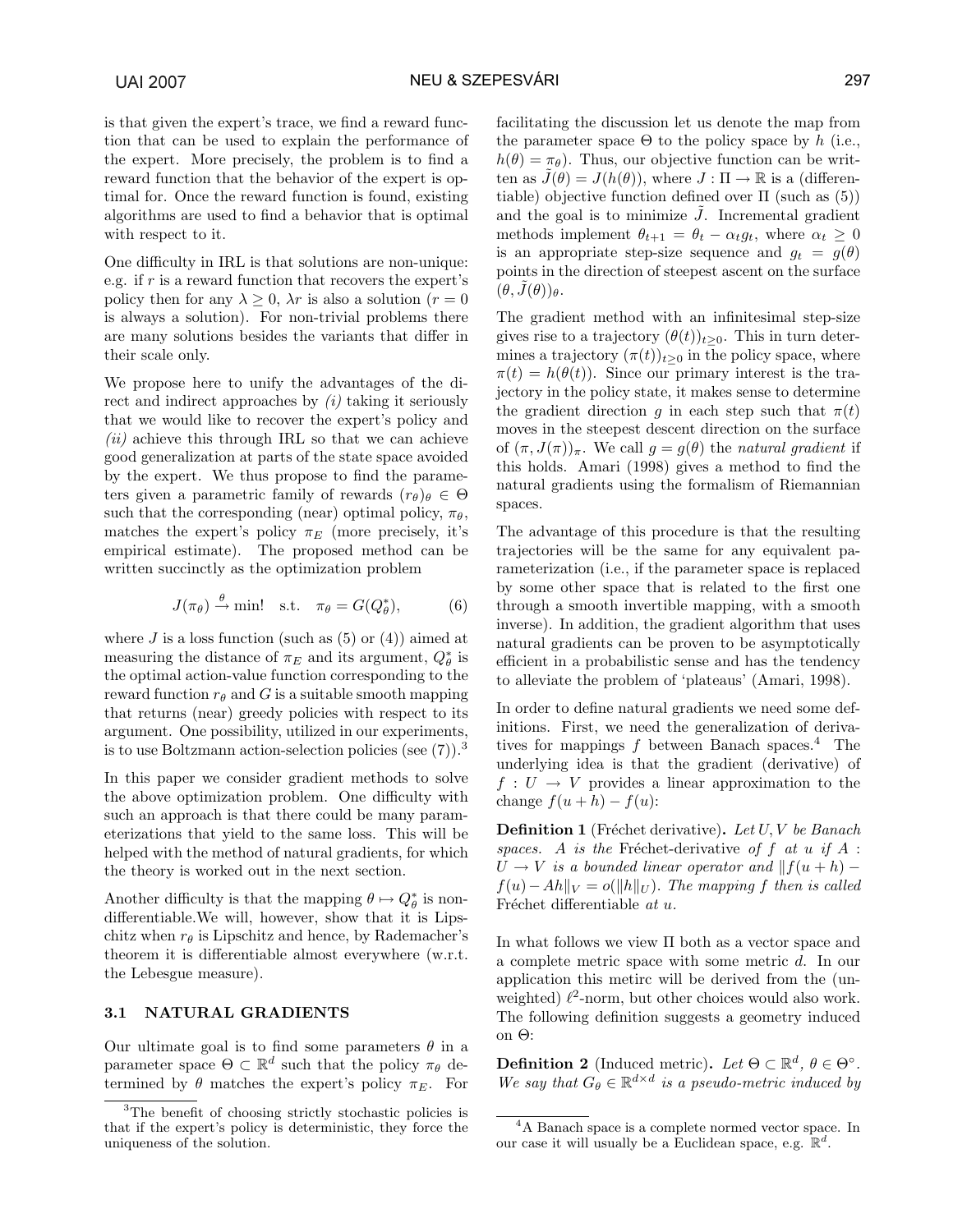is that given the expert's trace, we find a reward function that can be used to explain the performance of the expert. More precisely, the problem is to find a reward function that the behavior of the expert is optimal for. Once the reward function is found, existing algorithms are used to find a behavior that is optimal with respect to it.

One difficulty in IRL is that solutions are non-unique: e.g. if $r$ is a reward function that recovers the expert's policy then for any $\lambda \geq 0$, $\lambda r$ is also a solution ($r = 0$ is always a solution). For non-trivial problems there are many solutions besides the variants that differ in their scale only.

We propose here to unify the advantages of the direct and indirect approaches by *(i)* taking it seriously that we would like to recover the expert's policy and *(ii)* achieve this through IRL so that we can achieve good generalization at parts of the state space avoided by the expert. We thus propose to find the parameters given a parametric family of rewards $(r_\theta)_\theta \in \Theta$ such that the corresponding (near) optimal policy, $\pi_\theta$, matches the expert's policy $\pi_E$ (more precisely, it's empirical estimate). The proposed method can be written succinctly as the optimization problem

$$J(\pi_\theta) \xrightarrow{\theta} \min! \quad \text{s.t.} \quad \pi_\theta = G(Q^*_\theta), \tag{6}$$

where $J$ is a loss function (such as (5) or (4)) aimed at measuring the distance of $\pi_E$ and its argument, $Q^*_\theta$ is the optimal action-value function corresponding to the reward function $r_\theta$ and $G$ is a suitable smooth mapping that returns (near) greedy policies with respect to its argument. One possibility, utilized in our experiments, is to use Boltzmann action-selection policies (see (7)).[3]

In this paper we consider gradient methods to solve the above optimization problem. One difficulty with such an approach is that there could be many parameterizations that yield to the same loss. This will be helped with the method of natural gradients, for which the theory is worked out in the next section.

Another difficulty is that the mapping $\theta \mapsto Q^*_\theta$ is non-differentiable.We will, however, show that it is Lipschitz when $r_\theta$ is Lipschitz and hence, by Rademacher's theorem it is differentiable almost everywhere (w.r.t. the Lebesgue measure).

### 3.1 NATURAL GRADIENTS

Our ultimate goal is to find some parameters $\theta$ in a parameter space $\Theta \subset \mathbb{R}^d$ such that the policy $\pi_\theta$ determined by $\theta$ matches the expert's policy $\pi_E$. For facilitating the discussion let us denote the map from the parameter space $\Theta$ to the policy space by $h$ (i.e., $h(\theta) = \pi_\theta$). Thus, our objective function can be written as $\tilde{J}(\theta) = J(h(\theta))$, where $J : \Pi \to \mathbb{R}$ is a (differentiable) objective function defined over $\Pi$ (such as (5)) and the goal is to minimize $\tilde{J}$. Incremental gradient methods implement $\theta_{t+1} = \theta_t - \alpha_t g_t$, where $\alpha_t \geq 0$ is an appropriate step-size sequence and $g_t = g(\theta)$ points in the direction of steepest ascent on the surface $(\theta, \tilde{J}(\theta))_\theta$.

The gradient method with an infinitesimal step-size gives rise to a trajectory $(\theta(t))_{t \geq 0}$. This in turn determines a trajectory $(\pi(t))_{t \geq 0}$ in the policy space, where $\pi(t) = h(\theta(t))$. Since our primary interest is the trajectory in the policy state, it makes sense to determine the gradient direction $g$ in each step such that $\pi(t)$ moves in the steepest descent direction on the surface of $(\pi, J(\pi))_\pi$. We call $g = g(\theta)$ the *natural gradient* if this holds. Amari (1998) gives a method to find the natural gradients using the formalism of Riemannian spaces.

The advantage of this procedure is that the resulting trajectories will be the same for any equivalent parameterization (i.e., if the parameter space is replaced by some other space that is related to the first one through a smooth invertible mapping, with a smooth inverse). In addition, the gradient algorithm that uses natural gradients can be proven to be asymptotically efficient in a probabilistic sense and has the tendency to alleviate the problem of 'plateaus' (Amari, 1998).

In order to define natural gradients we need some definitions. First, we need the generalization of derivatives for mappings $f$ between Banach spaces.[4] The underlying idea is that the gradient (derivative) of $f : U \to V$ provides a linear approximation to the change $f(u + h) - f(u)$:

**Definition 1** (Fréchet derivative)**.** *Let $U, V$ be Banach spaces. $A$ is the* Fréchet-derivative *of $f$ at $u$ if $A : U \to V$ is a bounded linear operator and $\|f(u + h) - f(u) - Ah\|_V = o(\|h\|_U)$. The mapping $f$ then is called* Fréchet differentiable *at $u$.*

In what follows we view $\Pi$ both as a vector space and a complete metric space with some metric $d$. In our application this metirc will be derived from the (unweighted) $\ell^2$-norm, but other choices would also work. The following definition suggests a geometry induced on $\Theta$:

**Definition 2** (Induced metric)**.** *Let $\Theta \subset \mathbb{R}^d$, $\theta \in \Theta^\circ$. We say that $G_\theta \in \mathbb{R}^{d \times d}$ is a pseudo-metric induced by*

[3] The benefit of choosing strictly stochastic policies is that if the expert's policy is deterministic, they force the uniqueness of the solution.

[4] A Banach space is a complete normed vector space. In our case it will usually be a Euclidean space, e.g. $\mathbb{R}^d$.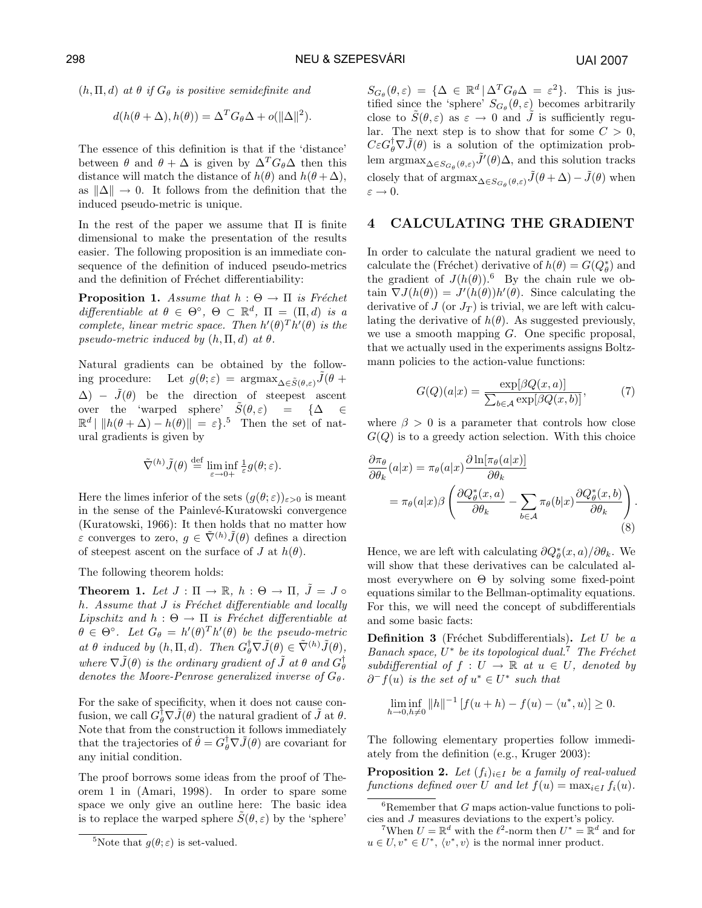$(h, \Pi, d)$ *at* $\theta$ *if* $G_\theta$ *is positive semidefinite and*

$$d(h(\theta + \Delta), h(\theta)) = \Delta^T G_\theta \Delta + o(\|\Delta\|^2).$$

The essence of this definition is that if the 'distance' between $\theta$ and $\theta + \Delta$ is given by $\Delta^T G_\theta \Delta$ then this distance will match the distance of $h(\theta)$ and $h(\theta + \Delta)$, as $\|\Delta\| \to 0$. It follows from the definition that the induced pseudo-metric is unique.

In the rest of the paper we assume that $\Pi$ is finite dimensional to make the presentation of the results easier. The following proposition is an immediate consequence of the definition of induced pseudo-metrics and the definition of Fréchet differentiability:

**Proposition 1.** *Assume that* $h : \Theta \to \Pi$ *is Fréchet differentiable at* $\theta \in \Theta^\circ$, $\Theta \subset \mathbb{R}^d$, $\Pi = (\Pi, d)$ *is a complete, linear metric space. Then* $h'(\theta)^T h'(\theta)$ *is the pseudo-metric induced by* $(h, \Pi, d)$ *at* $\theta$.

Natural gradients can be obtained by the following procedure: Let $g(\theta; \varepsilon) = \operatorname{argmax}_{\Delta \in \tilde{S}(\theta, \varepsilon)} \tilde{J}(\theta + \Delta) - \tilde{J}(\theta)$ be the direction of steepest ascent over the 'warped sphere' $\tilde{S}(\theta, \varepsilon) = \{\Delta \in \mathbb{R}^d \,|\, \|h(\theta + \Delta) - h(\theta)\| = \varepsilon\}$.[5] Then the set of natural gradients is given by

$$\tilde{\nabla}^{(h)} \tilde{J}(\theta) \stackrel{\text{def}}{=} \liminf_{\varepsilon \to 0+} \tfrac{1}{\varepsilon} g(\theta; \varepsilon).$$

Here the limes inferior of the sets $(g(\theta; \varepsilon))_{\varepsilon > 0}$ is meant in the sense of the Painlevé-Kuratowski convergence (Kuratowski, 1966): It then holds that no matter how $\varepsilon$ converges to zero, $g \in \tilde{\nabla}^{(h)} \tilde{J}(\theta)$ defines a direction of steepest ascent on the surface of $J$ at $h(\theta)$.

The following theorem holds:

**Theorem 1.** *Let* $J : \Pi \to \mathbb{R}$, $h : \Theta \to \Pi$, $\tilde{J} = J \circ h$. *Assume that* $J$ *is Fréchet differentiable and locally Lipschitz and* $h : \Theta \to \Pi$ *is Fréchet differentiable at* $\theta \in \Theta^\circ$. *Let* $G_\theta = h'(\theta)^T h'(\theta)$ *be the pseudo-metric at* $\theta$ *induced by* $(h, \Pi, d)$. *Then* $G_\theta^\dagger \nabla \tilde{J}(\theta) \in \tilde{\nabla}^{(h)} \tilde{J}(\theta)$, *where* $\nabla \tilde{J}(\theta)$ *is the ordinary gradient of* $\tilde{J}$ *at* $\theta$ *and* $G_\theta^\dagger$ *denotes the Moore-Penrose generalized inverse of* $G_\theta$.

For the sake of specificity, when it does not cause confusion, we call $G_\theta^\dagger \nabla \tilde{J}(\theta)$ the natural gradient of $\tilde{J}$ at $\theta$. Note that from the construction it follows immediately that the trajectories of $\dot{\theta} = G_\theta^\dagger \nabla \tilde{J}(\theta)$ are covariant for any initial condition.

The proof borrows some ideas from the proof of Theorem 1 in (Amari, 1998). In order to spare some space we only give an outline here: The basic idea is to replace the warped sphere $\tilde{S}(\theta, \varepsilon)$ by the 'sphere' $S_{G_\theta}(\theta, \varepsilon) = \{\Delta \in \mathbb{R}^d \,|\, \Delta^T G_\theta \Delta = \varepsilon^2\}$. This is justified since the 'sphere' $S_{G_\theta}(\theta, \varepsilon)$ becomes arbitrarily close to $\tilde{S}(\theta, \varepsilon)$ as $\varepsilon \to 0$ and $\tilde{J}$ is sufficiently regular. The next step is to show that for some $C > 0$, $C \varepsilon G_\theta^\dagger \nabla \tilde{J}(\theta)$ is a solution of the optimization problem $\operatorname{argmax}_{\Delta \in S_{G_\theta}(\theta, \varepsilon)} \tilde{J}'(\theta) \Delta$, and this solution tracks closely that of $\operatorname{argmax}_{\Delta \in S_{G_\theta}(\theta, \varepsilon)} \tilde{J}(\theta + \Delta) - \tilde{J}(\theta)$ when $\varepsilon \to 0$.

## 4 CALCULATING THE GRADIENT

In order to calculate the natural gradient we need to calculate the (Fréchet) derivative of $h(\theta) = G(Q_\theta^*)$ and the gradient of $J(h(\theta))$.[6] By the chain rule we obtain $\nabla J(h(\theta)) = J'(h(\theta)) h'(\theta)$. Since calculating the derivative of $J$ (or $J_T$) is trivial, we are left with calculating the derivative of $h(\theta)$. As suggested previously, we use a smooth mapping $G$. One specific proposal, that we actually used in the experiments assigns Boltzmann policies to the action-value functions:

$$G(Q)(a|x) = \frac{\exp[\beta Q(x, a)]}{\sum_{b \in \mathcal{A}} \exp[\beta Q(x, b)]}, \tag{7}$$

where $\beta > 0$ is a parameter that controls how close $G(Q)$ is to a greedy action selection. With this choice

$$\begin{aligned}
\frac{\partial \pi_\theta}{\partial \theta_k}(a|x) &= \pi_\theta(a|x) \frac{\partial \ln[\pi_\theta(a|x)]}{\partial \theta_k} \\
&= \pi_\theta(a|x) \beta \left( \frac{\partial Q_\theta^*(x, a)}{\partial \theta_k} - \sum_{b \in \mathcal{A}} \pi_\theta(b|x) \frac{\partial Q_\theta^*(x, b)}{\partial \theta_k} \right).
\end{aligned} \tag{8}$$

Hence, we are left with calculating $\partial Q_\theta^*(x, a) / \partial \theta_k$. We will show that these derivatives can be calculated almost everywhere on $\Theta$ by solving some fixed-point equations similar to the Bellman-optimality equations. For this, we will need the concept of subdifferentials and some basic facts:

**Definition 3** (Fréchet Subdifferentials)**.** *Let* $U$ *be a Banach space,* $U^*$ *be its topological dual.*[7] *The Fréchet subdifferential of* $f : U \to \mathbb{R}$ *at* $u \in U$, *denoted by* $\partial^- f(u)$ *is the set of* $u^* \in U^*$ *such that*

$$\liminf_{h \to 0, h \neq 0} \|h\|^{-1} \left[ f(u + h) - f(u) - \langle u^*, u \rangle \right] \geq 0.$$

The following elementary properties follow immediately from the definition (e.g., Kruger 2003):

**Proposition 2.** *Let* $(f_i)_{i \in I}$ *be a family of real-valued functions defined over* $U$ *and let* $f(u) = \max_{i \in I} f_i(u)$.

---

[5] Note that $g(\theta; \varepsilon)$ is set-valued.

[6] Remember that $G$ maps action-value functions to policies and $J$ measures deviations to the expert's policy.

[7] When $U = \mathbb{R}^d$ with the $\ell^2$-norm then $U^* = \mathbb{R}^d$ and for $u \in U, v^* \in U^*$, $\langle v^*, v \rangle$ is the normal inner product.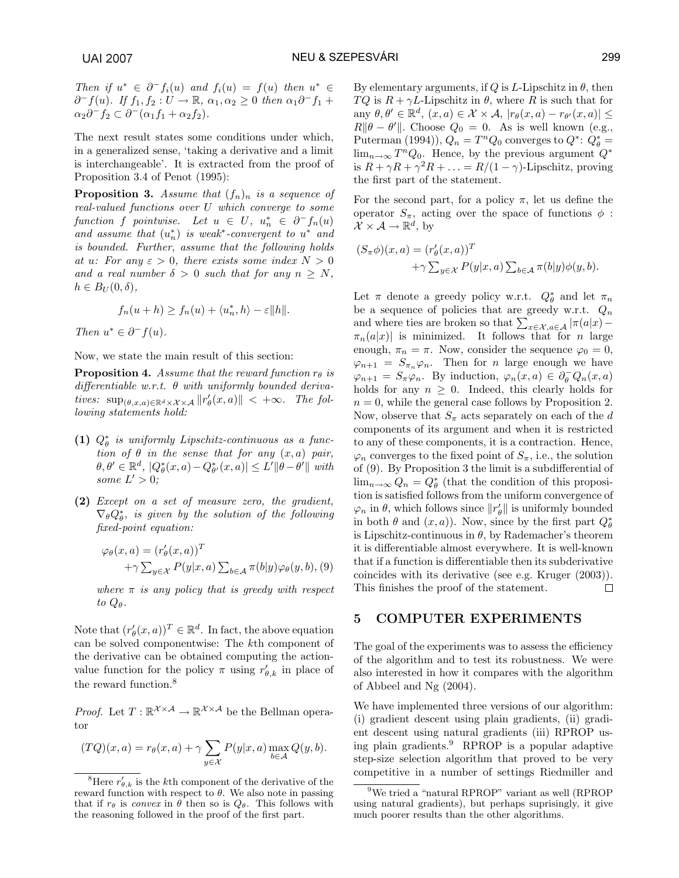*Then if* $u^* \in \partial^- f_i(u)$ *and* $f_i(u) = f(u)$ *then* $u^* \in \partial^- f(u)$. *If* $f_1, f_2 : U \to \mathbb{R}$, $\alpha_1, \alpha_2 \geq 0$ *then* $\alpha_1 \partial^- f_1 + \alpha_2 \partial^- f_2 \subset \partial^-(\alpha_1 f_1 + \alpha_2 f_2)$.

The next result states some conditions under which, in a generalized sense, 'taking a derivative and a limit is interchangeable'. It is extracted from the proof of Proposition 3.4 of Penot (1995):

**Proposition 3.** *Assume that* $(f_n)_n$ *is a sequence of real-valued functions over* $U$ *which converge to some function* $f$ *pointwise. Let* $u \in U$, $u_n^* \in \partial^- f_n(u)$ *and assume that* $(u_n^*)$ *is weak\*-convergent to* $u^*$ *and is bounded. Further, assume that the following holds at* $u$: *For any* $\varepsilon > 0$, *there exists some index* $N > 0$ *and a real number* $\delta > 0$ *such that for any* $n \geq N$, $h \in B_U(0, \delta)$,

$$f_n(u + h) \geq f_n(u) + \langle u_n^*, h \rangle - \varepsilon \|h\|.$$

*Then* $u^* \in \partial^- f(u)$.

Now, we state the main result of this section:

**Proposition 4.** *Assume that the reward function* $r_\theta$ *is differentiable w.r.t.* $\theta$ *with uniformly bounded derivatives:* $\sup_{(\theta,x,a) \in \mathbb{R}^d \times \mathcal{X} \times \mathcal{A}} \|r'_\theta(x, a)\| < +\infty$. *The following statements hold:*

**(1)** $Q^*_\theta$ *is uniformly Lipschitz-continuous as a function of* $\theta$ *in the sense that for any* $(x, a)$ *pair,* $\theta, \theta' \in \mathbb{R}^d$, $|Q^*_\theta(x, a) - Q^*_{\theta'}(x, a)| \leq L'\|\theta - \theta'\|$ *with some* $L' > 0$;

**(2)** *Except on a set of measure zero, the gradient,* $\nabla_\theta Q^*_\theta$, *is given by the solution of the following fixed-point equation:*

$$\varphi_\theta(x, a) = (r'_\theta(x, a))^T + \gamma \sum_{y \in \mathcal{X}} P(y|x, a) \sum_{b \in \mathcal{A}} \pi(b|y) \varphi_\theta(y, b), \quad (9)$$

*where* $\pi$ *is any policy that is greedy with respect to* $Q_\theta$.

Note that $(r'_\theta(x, a))^T \in \mathbb{R}^d$. In fact, the above equation can be solved componentwise: The $k$th component of the derivative can be obtained computing the action-value function for the policy $\pi$ using $r'_{\theta,k}$ in place of the reward function.[8]

*Proof.* Let $T : \mathbb{R}^{\mathcal{X} \times \mathcal{A}} \to \mathbb{R}^{\mathcal{X} \times \mathcal{A}}$ be the Bellman operator

$$(TQ)(x, a) = r_\theta(x, a) + \gamma \sum_{y \in \mathcal{X}} P(y|x, a) \max_{b \in \mathcal{A}} Q(y, b).$$

By elementary arguments, if $Q$ is $L$-Lipschitz in $\theta$, then $TQ$ is $R + \gamma L$-Lipschitz in $\theta$, where $R$ is such that for any $\theta, \theta' \in \mathbb{R}^d$, $(x, a) \in \mathcal{X} \times \mathcal{A}$, $|r_\theta(x, a) - r_{\theta'}(x, a)| \leq R\|\theta - \theta'\|$. Choose $Q_0 = 0$. As is well known (e.g., Puterman (1994)), $Q_n = T^n Q_0$ converges to $Q^*$: $Q^*_\theta = \lim_{n \to \infty} T^n Q_0$. Hence, by the previous argument $Q^*$ is $R + \gamma R + \gamma^2 R + \ldots = R/(1 - \gamma)$-Lipschitz, proving the first part of the statement.

For the second part, for a policy $\pi$, let us define the operator $S_\pi$, acting over the space of functions $\phi : \mathcal{X} \times \mathcal{A} \to \mathbb{R}^d$, by

$$(S_\pi \phi)(x, a) = (r'_\theta(x, a))^T + \gamma \sum_{y \in \mathcal{X}} P(y|x, a) \sum_{b \in \mathcal{A}} \pi(b|y) \phi(y, b).$$

Let $\pi$ denote a greedy policy w.r.t. $Q^*_\theta$ and let $\pi_n$ be a sequence of policies that are greedy w.r.t. $Q_n$ and where ties are broken so that $\sum_{x \in \mathcal{X}, a \in \mathcal{A}} |\pi(a|x) - \pi_n(a|x)|$ is minimized. It follows that for $n$ large enough, $\pi_n = \pi$. Now, consider the sequence $\varphi_0 = 0$, $\varphi_{n+1} = S_{\pi_n} \varphi_n$. Then for $n$ large enough we have $\varphi_{n+1} = S_\pi \varphi_n$. By induction, $\varphi_n(x, a) \in \partial^-_\theta Q_n(x, a)$ holds for any $n \geq 0$. Indeed, this clearly holds for $n = 0$, while the general case follows by Proposition 2. Now, observe that $S_\pi$ acts separately on each of the $d$ components of its argument and when it is restricted to any of these components, it is a contraction. Hence, $\varphi_n$ converges to the fixed point of $S_\pi$, i.e., the solution of (9). By Proposition 3 the limit is a subdifferential of $\lim_{n \to \infty} Q_n = Q^*_\theta$ (that the condition of this proposition is satisfied follows from the uniform convergence of $\varphi_n$ in $\theta$, which follows since $\|r'_\theta\|$ is uniformly bounded in both $\theta$ and $(x, a)$). Now, since by the first part $Q^*_\theta$ is Lipschitz-continuous in $\theta$, by Rademacher's theorem it is differentiable almost everywhere. It is well-known that if a function is differentiable then its subderivative coincides with its derivative (see e.g. Kruger (2003)). This finishes the proof of the statement. □

## 5 COMPUTER EXPERIMENTS

The goal of the experiments was to assess the efficiency of the algorithm and to test its robustness. We were also interested in how it compares with the algorithm of Abbeel and Ng (2004).

We have implemented three versions of our algorithm: (i) gradient descent using plain gradients, (ii) gradient descent using natural gradients (iii) RPROP using plain gradients.[9] RPROP is a popular adaptive step-size selection algorithm that proved to be very competitive in a number of settings Riedmiller and

---

[8] Here $r'_{\theta,k}$ is the $k$th component of the derivative of the reward function with respect to $\theta$. We also note in passing that if $r_\theta$ is *convex* in $\theta$ then so is $Q_\theta$. This follows with the reasoning followed in the proof of the first part.

[9] We tried a "natural RPROP" variant as well (RPROP using natural gradients), but perhaps suprisingly, it give much poorer results than the other algorithms.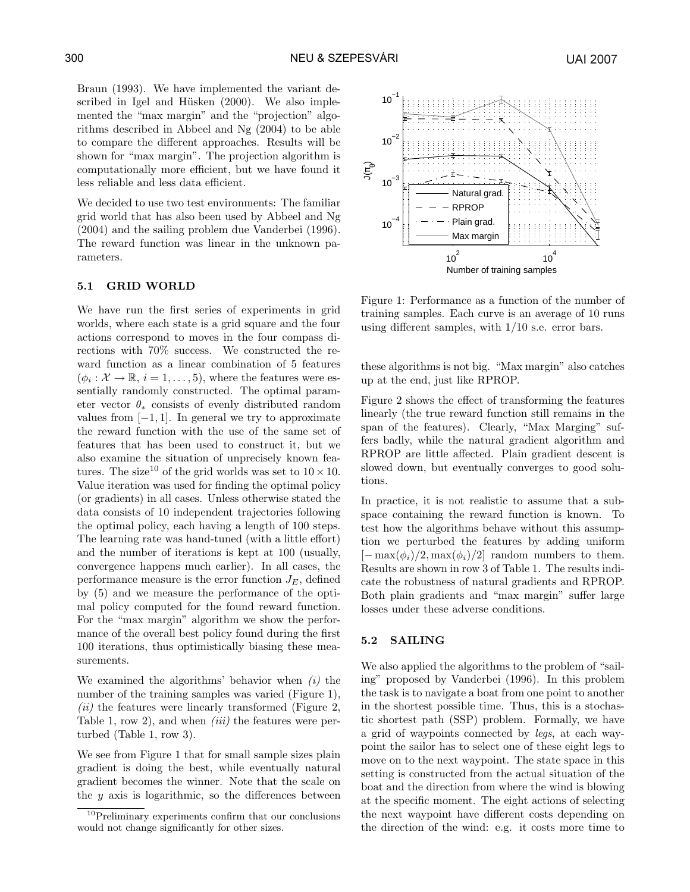Braun (1993). We have implemented the variant described in Igel and Hüsken (2000). We also implemented the "max margin" and the "projection" algorithms described in Abbeel and Ng (2004) to be able to compare the different approaches. Results will be shown for "max margin". The projection algorithm is computationally more efficient, but we have found it less reliable and less data efficient.

We decided to use two test environments: The familiar grid world that has also been used by Abbeel and Ng (2004) and the sailing problem due Vanderbei (1996). The reward function was linear in the unknown parameters.

### 5.1 GRID WORLD

We have run the first series of experiments in grid worlds, where each state is a grid square and the four actions correspond to moves in the four compass directions with 70% success. We constructed the reward function as a linear combination of 5 features ($\phi_i : \mathcal{X} \to \mathbb{R}$, $i = 1, \ldots, 5$), where the features were essentially randomly constructed. The optimal parameter vector $\theta_*$ consists of evenly distributed random values from $[-1, 1]$. In general we try to approximate the reward function with the use of the same set of features that has been used to construct it, but we also examine the situation of unprecisely known features. The size[10] of the grid worlds was set to $10 \times 10$. Value iteration was used for finding the optimal policy (or gradients) in all cases. Unless otherwise stated the data consists of 10 independent trajectories following the optimal policy, each having a length of 100 steps. The learning rate was hand-tuned (with a little effort) and the number of iterations is kept at 100 (usually, convergence happens much earlier). In all cases, the performance measure is the error function $J_E$, defined by (5) and we measure the performance of the optimal policy computed for the found reward function. For the "max margin" algorithm we show the performance of the overall best policy found during the first 100 iterations, thus optimistically biasing these measurements.

We examined the algorithms' behavior when *(i)* the number of the training samples was varied (Figure 1), *(ii)* the features were linearly transformed (Figure 2, Table 1, row 2), and when *(iii)* the features were perturbed (Table 1, row 3).

We see from Figure 1 that for small sample sizes plain gradient is doing the best, while eventually natural gradient becomes the winner. Note that the scale on the $y$ axis is logarithmic, so the differences between these algorithms is not big. "Max margin" also catches up at the end, just like RPROP.

Figure 1: Performance as a function of the number of training samples. Each curve is an average of 10 runs using different samples, with 1/10 s.e. error bars.

Figure 2 shows the effect of transforming the features linearly (the true reward function still remains in the span of the features). Clearly, "Max Marging" suffers badly, while the natural gradient algorithm and RPROP are little affected. Plain gradient descent is slowed down, but eventually converges to good solutions.

In practice, it is not realistic to assume that a subspace containing the reward function is known. To test how the algorithms behave without this assumption we perturbed the features by adding uniform $[-\max(\phi_i)/2, \max(\phi_i)/2]$ random numbers to them. Results are shown in row 3 of Table 1. The results indicate the robustness of natural gradients and RPROP. Both plain gradients and "max margin" suffer large losses under these adverse conditions.

### 5.2 SAILING

We also applied the algorithms to the problem of "sailing" proposed by Vanderbei (1996). In this problem the task is to navigate a boat from one point to another in the shortest possible time. Thus, this is a stochastic shortest path (SSP) problem. Formally, we have a grid of waypoints connected by *legs*, at each waypoint the sailor has to select one of these eight legs to move on to the next waypoint. The state space in this setting is constructed from the actual situation of the boat and the direction from where the wind is blowing at the specific moment. The eight actions of selecting the next waypoint have different costs depending on the direction of the wind: e.g. it costs more time to

[10] Preliminary experiments confirm that our conclusions would not change significantly for other sizes.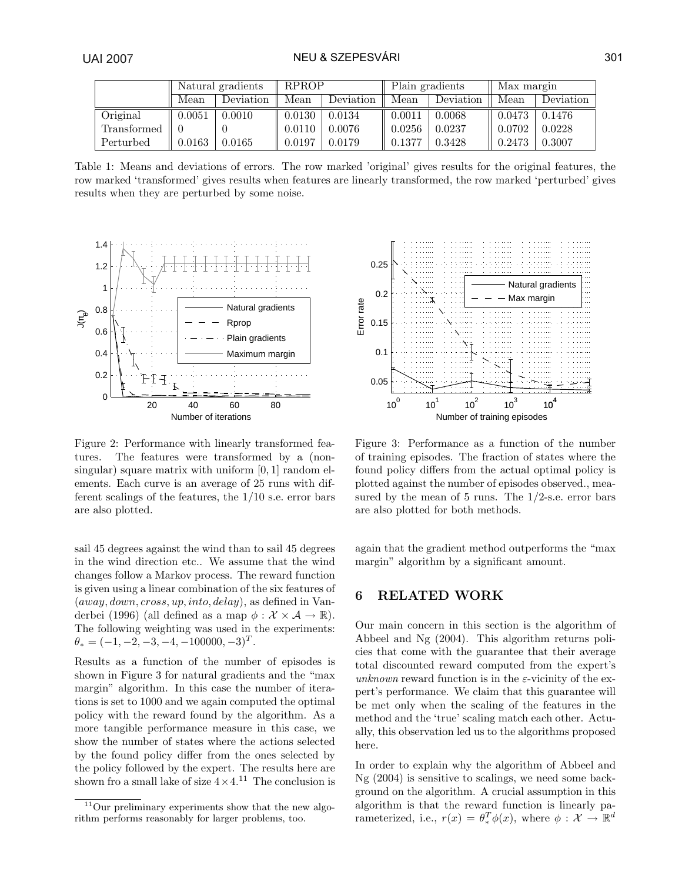| | Natural gradients | | RPROP | | Plain gradients | | Max margin | |
|---|---|---|---|---|---|---|---|---|
| | Mean | Deviation | Mean | Deviation | Mean | Deviation | Mean | Deviation |
| Original | 0.0051 | 0.0010 | 0.0130 | 0.0134 | 0.0011 | 0.0068 | 0.0473 | 0.1476 |
| Transformed | 0 | 0 | 0.0110 | 0.0076 | 0.0256 | 0.0237 | 0.0702 | 0.0228 |
| Perturbed | 0.0163 | 0.0165 | 0.0197 | 0.0179 | 0.1377 | 0.3428 | 0.2473 | 0.3007 |

Table 1: Means and deviations of errors. The row marked 'original' gives results for the original features, the row marked 'transformed' gives results when features are linearly transformed, the row marked 'perturbed' gives results when they are perturbed by some noise.

Figure 2: Performance with linearly transformed features. The features were transformed by a (non-singular) square matrix with uniform [0, 1] random elements. Each curve is an average of 25 runs with different scalings of the features, the 1/10 s.e. error bars are also plotted.

Figure 3: Performance as a function of the number of training episodes. The fraction of states where the found policy differs from the actual optimal policy is plotted against the number of episodes observed., measured by the mean of 5 runs. The 1/2-s.e. error bars are also plotted for both methods.

sail 45 degrees against the wind than to sail 45 degrees in the wind direction etc.. We assume that the wind changes follow a Markov process. The reward function is given using a linear combination of the six features of $(away, down, cross, up, into, delay)$, as defined in Vanderbei (1996) (all defined as a map $\phi : \mathcal{X} \times \mathcal{A} \to \mathbb{R}$). The following weighting was used in the experiments: $\theta_* = (-1, -2, -3, -4, -100000, -3)^T$.

Results as a function of the number of episodes is shown in Figure 3 for natural gradients and the "max margin" algorithm. In this case the number of iterations is set to 1000 and we again computed the optimal policy with the reward found by the algorithm. As a more tangible performance measure in this case, we show the number of states where the actions selected by the found policy differ from the ones selected by the policy followed by the expert. The results here are shown fro a small lake of size $4 \times 4$.[11] The conclusion is again that the gradient method outperforms the "max margin" algorithm by a significant amount.

## 6 RELATED WORK

Our main concern in this section is the algorithm of Abbeel and Ng (2004). This algorithm returns policies that come with the guarantee that their average total discounted reward computed from the expert's *unknown* reward function is in the $\varepsilon$-vicinity of the expert's performance. We claim that this guarantee will be met only when the scaling of the features in the method and the 'true' scaling match each other. Actually, this observation led us to the algorithms proposed here.

In order to explain why the algorithm of Abbeel and Ng (2004) is sensitive to scalings, we need some background on the algorithm. A crucial assumption in this algorithm is that the reward function is linearly parameterized, i.e., $r(x) = \theta_*^T \phi(x)$, where $\phi : \mathcal{X} \to \mathbb{R}^d$

[11] Our preliminary experiments show that the new algorithm performs reasonably for larger problems, too.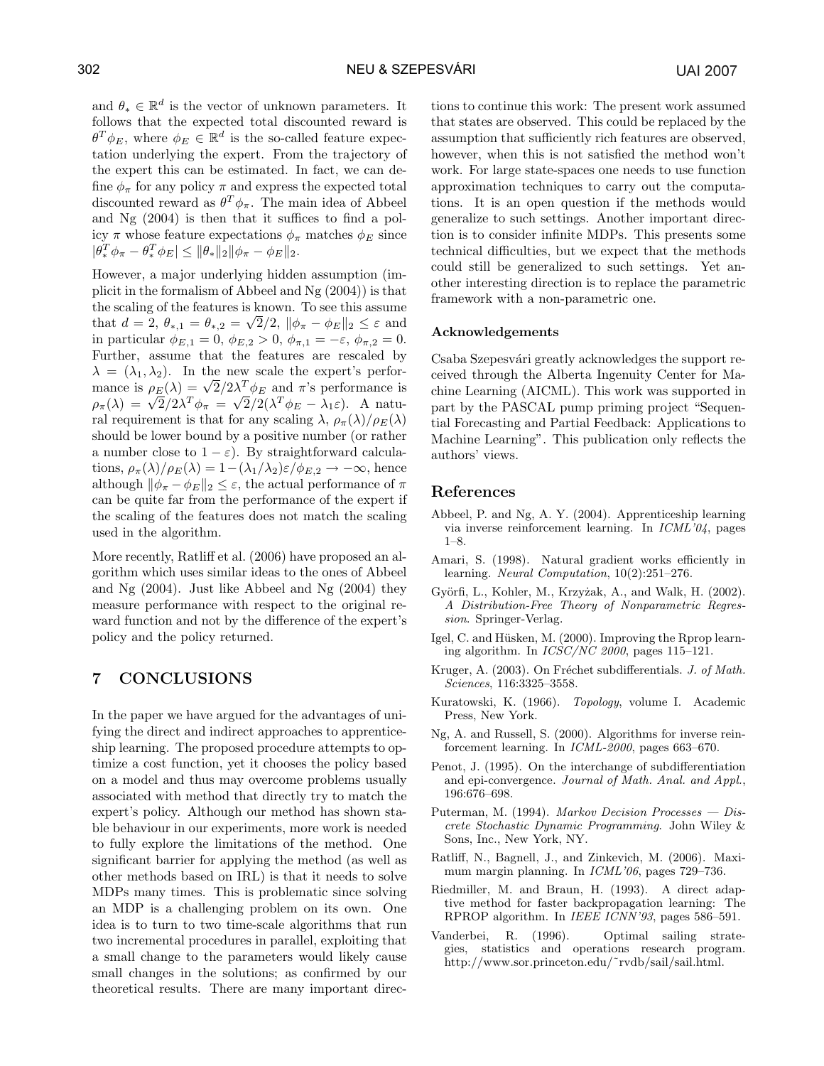and $\theta_* \in \mathbb{R}^d$ is the vector of unknown parameters. It follows that the expected total discounted reward is $\theta^T \phi_E$, where $\phi_E \in \mathbb{R}^d$ is the so-called feature expectation underlying the expert. From the trajectory of the expert this can be estimated. In fact, we can define $\phi_\pi$ for any policy $\pi$ and express the expected total discounted reward as $\theta^T \phi_\pi$. The main idea of Abbeel and Ng (2004) is then that it suffices to find a policy $\pi$ whose feature expectations $\phi_\pi$ matches $\phi_E$ since $|\theta_*^T \phi_\pi - \theta_*^T \phi_E| \le \|\theta_*\|_2 \|\phi_\pi - \phi_E\|_2$.

However, a major underlying hidden assumption (implicit in the formalism of Abbeel and Ng (2004)) is that the scaling of the features is known. To see this assume that $d = 2$, $\theta_{*,1} = \theta_{*,2} = \sqrt{2}/2$, $\|\phi_\pi - \phi_E\|_2 \le \varepsilon$ and in particular $\phi_{E,1} = 0$, $\phi_{E,2} > 0$, $\phi_{\pi,1} = -\varepsilon$, $\phi_{\pi,2} = 0$. Further, assume that the features are rescaled by $\lambda = (\lambda_1, \lambda_2)$. In the new scale the expert's performance is $\rho_E(\lambda) = \sqrt{2}/2\lambda^T \phi_E$ and $\pi$'s performance is $\rho_\pi(\lambda) = \sqrt{2}/2\lambda^T \phi_\pi = \sqrt{2}/2(\lambda^T \phi_E - \lambda_1 \varepsilon)$. A natural requirement is that for any scaling $\lambda$, $\rho_\pi(\lambda)/\rho_E(\lambda)$ should be lower bound by a positive number (or rather a number close to $1 - \varepsilon$). By straightforward calculations, $\rho_\pi(\lambda)/\rho_E(\lambda) = 1 - (\lambda_1/\lambda_2)\varepsilon/\phi_{E,2} \to -\infty$, hence although $\|\phi_\pi - \phi_E\|_2 \le \varepsilon$, the actual performance of $\pi$ can be quite far from the performance of the expert if the scaling of the features does not match the scaling used in the algorithm.

More recently, Ratliff et al. (2006) have proposed an algorithm which uses similar ideas to the ones of Abbeel and Ng (2004). Just like Abbeel and Ng (2004) they measure performance with respect to the original reward function and not by the difference of the expert's policy and the policy returned.

## 7 CONCLUSIONS

In the paper we have argued for the advantages of unifying the direct and indirect approaches to apprenticeship learning. The proposed procedure attempts to optimize a cost function, yet it chooses the policy based on a model and thus may overcome problems usually associated with method that directly try to match the expert's policy. Although our method has shown stable behaviour in our experiments, more work is needed to fully explore the limitations of the method. One significant barrier for applying the method (as well as other methods based on IRL) is that it needs to solve MDPs many times. This is problematic since solving an MDP is a challenging problem on its own. One idea is to turn to two time-scale algorithms that run two incremental procedures in parallel, exploiting that a small change to the parameters would likely cause small changes in the solutions; as confirmed by our theoretical results. There are many important directions to continue this work: The present work assumed that states are observed. This could be replaced by the assumption that sufficiently rich features are observed, however, when this is not satisfied the method won't work. For large state-spaces one needs to use function approximation techniques to carry out the computations. It is an open question if the methods would generalize to such settings. Another important direction is to consider infinite MDPs. This presents some technical difficulties, but we expect that the methods could still be generalized to such settings. Yet another interesting direction is to replace the parametric framework with a non-parametric one.

#### Acknowledgements

Csaba Szepesvári greatly acknowledges the support received through the Alberta Ingenuity Center for Machine Learning (AICML). This work was supported in part by the PASCAL pump priming project "Sequential Forecasting and Partial Feedback: Applications to Machine Learning". This publication only reflects the authors' views.

## References

Abbeel, P. and Ng, A. Y. (2004). Apprenticeship learning via inverse reinforcement learning. In *ICML'04*, pages 1–8.

Amari, S. (1998). Natural gradient works efficiently in learning. *Neural Computation*, 10(2):251–276.

Györfi, L., Kohler, M., Krzyżak, A., and Walk, H. (2002). *A Distribution-Free Theory of Nonparametric Regression*. Springer-Verlag.

Igel, C. and Hüsken, M. (2000). Improving the Rprop learning algorithm. In *ICSC/NC 2000*, pages 115–121.

Kruger, A. (2003). On Fréchet subdifferentials. *J. of Math. Sciences*, 116:3325–3558.

Kuratowski, K. (1966). *Topology*, volume I. Academic Press, New York.

Ng, A. and Russell, S. (2000). Algorithms for inverse reinforcement learning. In *ICML-2000*, pages 663–670.

Penot, J. (1995). On the interchange of subdifferentiation and epi-convergence. *Journal of Math. Anal. and Appl.*, 196:676–698.

Puterman, M. (1994). *Markov Decision Processes — Discrete Stochastic Dynamic Programming*. John Wiley & Sons, Inc., New York, NY.

Ratliff, N., Bagnell, J., and Zinkevich, M. (2006). Maximum margin planning. In *ICML'06*, pages 729–736.

Riedmiller, M. and Braun, H. (1993). A direct adaptive method for faster backpropagation learning: The RPROP algorithm. In *IEEE ICNN'93*, pages 586–591.

Vanderbei, R. (1996). Optimal sailing strategies, statistics and operations research program. http://www.sor.princeton.edu/˜rvdb/sail/sail.html.